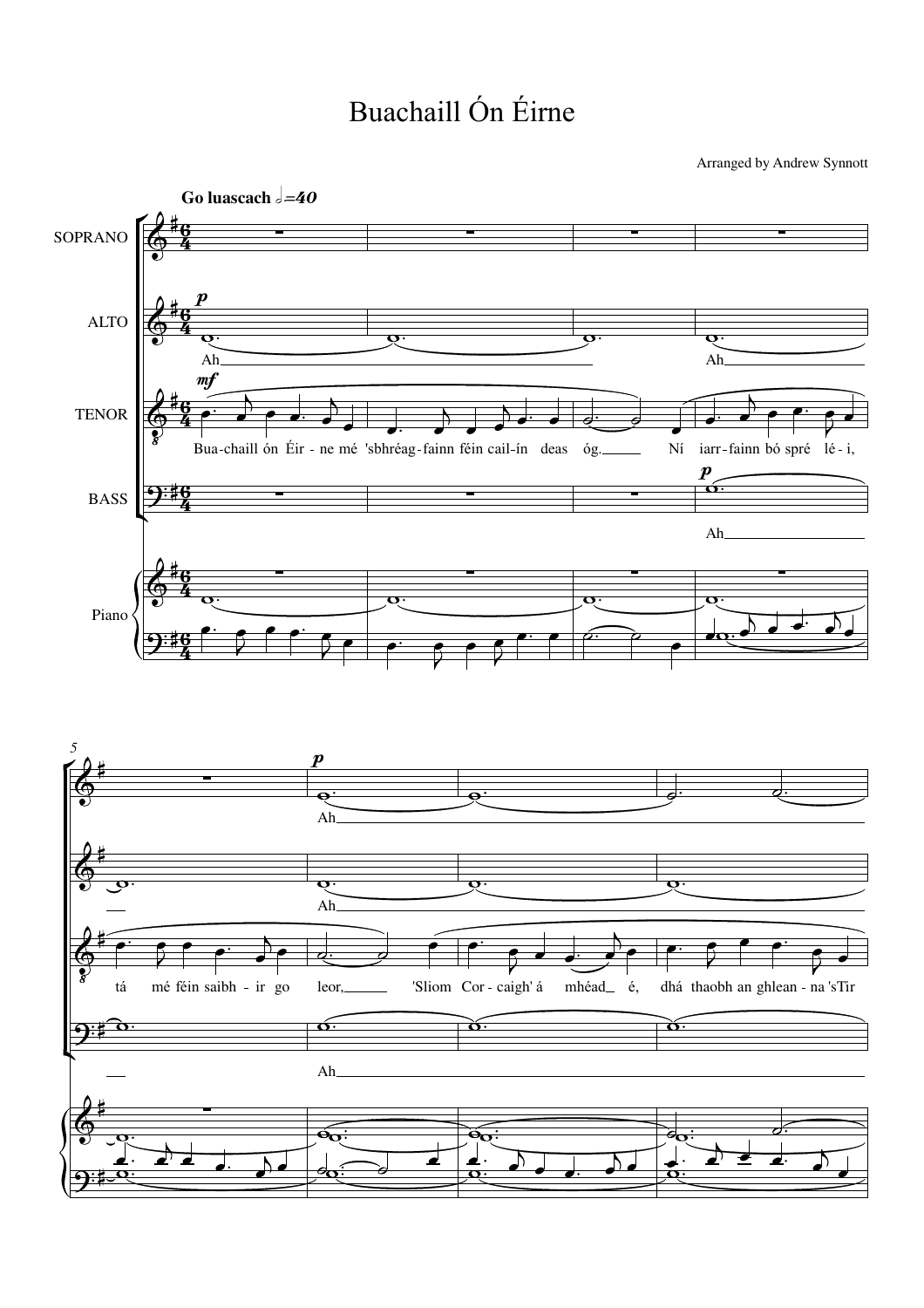# Buachaill Ón Éirne

Arranged by Andrew Synnott

**Go luascach** 𝅗𝅥=40

SOPRANO

ALTO

TENOR

BASS

Piano

*p* Ah Ah

*mf* Bua-chaill ón Éir - ne mé 'sbhréag-fainn féin cail-ín deas óg. Ní iarr-fainn bó spré lé - i,

*p* Ah

5

*p* Ah

Ah

tá mé féin saibh - ir go leor, 'Sliom Cor - caigh' á mhéad é, dhá thaobh an ghlean - na 'sTír

Ah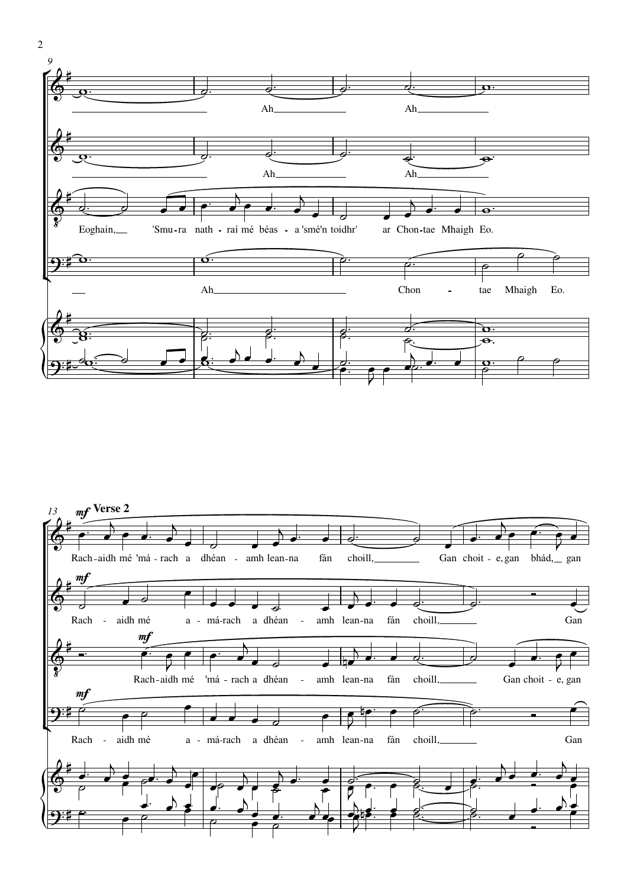Ah Ah

Ah Ah

Eoghain, 'Smu-ra nath-raí mé béas-a 'smé'n toidhr' ar Chon-tae Mhaigh Eo.

Ah Chon - tae Mhaigh Eo.

**Verse 2**

*mf*

Rach-aidh mé 'má-rach a dhéan-amh lean-na fán choill, Gan choit-e, gan bhád, gan

Rach - aidh mé a-má-rach a dhéan - amh lean-na fán choill, Gan

Rach-aidh mé 'má-rach a dhéan - amh lean-na fán choill, Gan choit-e, gan

Rach - aidh mé a-má-rach a dhéan - amh lean-na fán choill, Gan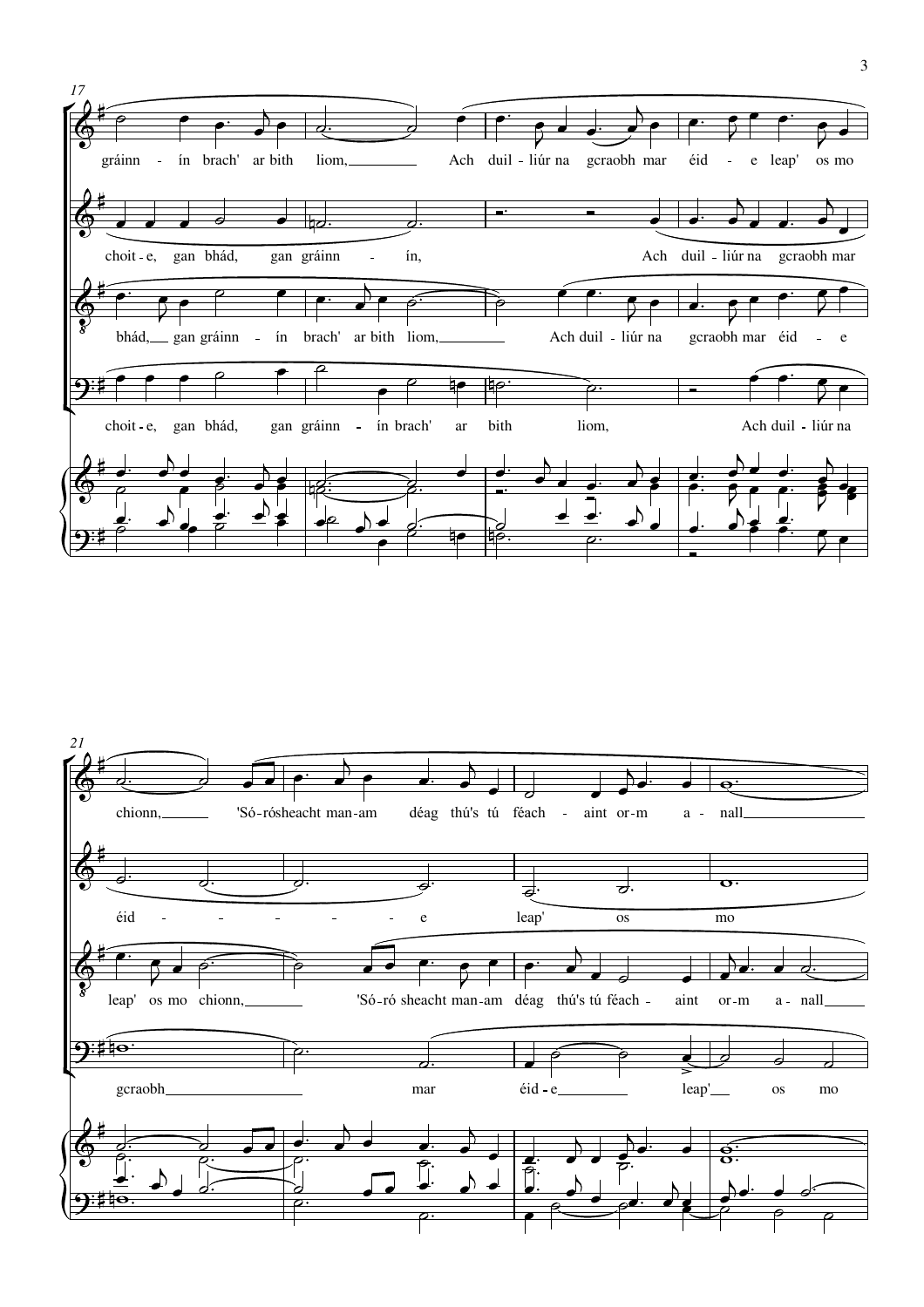17

gráinn - ín brach' ar bith liom, Ach duil - liúr na gcraobh mar éid - e leap' os mo

choit - e, gan bhád, gan gráinn - ín, Ach duil - liúr na gcraobh mar

bhád, gan gráinn - ín brach' ar bith liom, Ach duil - liúr na gcraobh mar éid - e

choit - e, gan bhád, gan gráinn - ín brach' ar bith liom, Ach duil - liúr na

21

chionn, 'Só-rósheacht man-am déag thú's tú féach - aint or-m a - nall

éid - - - - - - e leap' os mo

leap' os mo chionn, 'Só-ró sheacht man-am déag thú's tú féach - aint or-m a - nall

gcraobh mar éid - e leap' os mo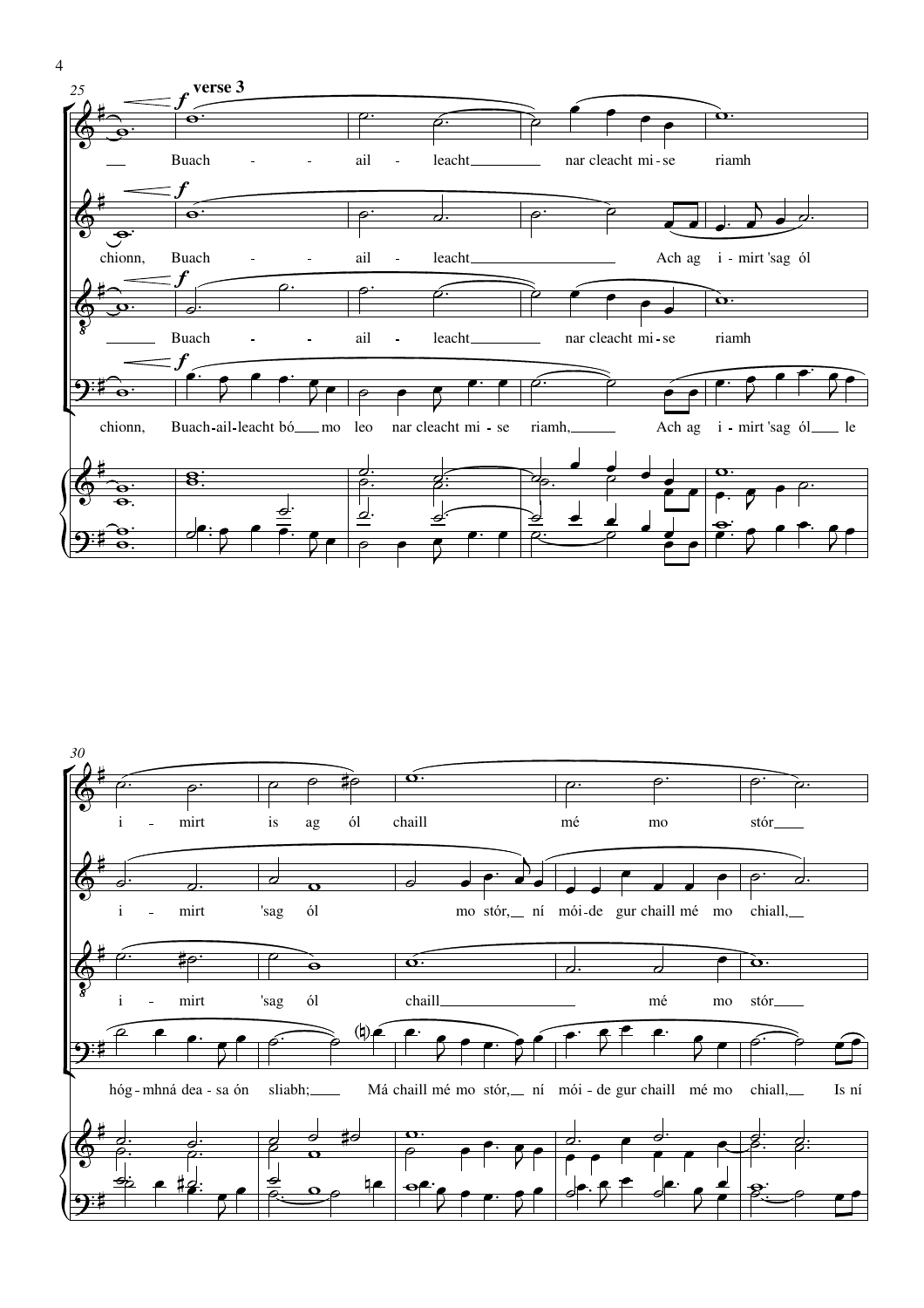**verse 3**

Buach - ail - leacht nar cleacht mi - se riamh

chionn, Buach - ail - leacht Ach ag i - mirt 'sag ól

Buach - ail - leacht nar cleacht mi - se riamh

chionn, Buach-ail-leacht bó mo leo nar cleacht mi - se riamh, Ach ag i - mirt 'sag ól le

i - mirt is ag ól chaill mé mo stór

i - mirt 'sag ól mo stór, ní mói-de gur chaill mé mo chiall,

i - mirt 'sag ól chaill mé mo stór

hóg - mhná dea - sa ón sliabh; Má chaill mé mo stór, ní mói - de gur chaill mé mo chiall, Is ní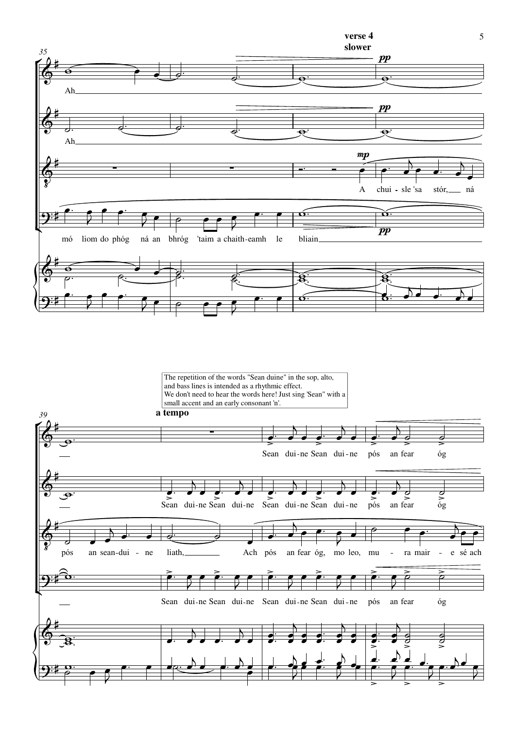**verse 4**
**slower**

The repetition of the words "Sean duine" in the sop, alto, and bass lines is intended as a rhythmic effect.
We don't need to hear the words here! Just sing 'Sean' with a small accent and an early consonant 'n'.

**a tempo**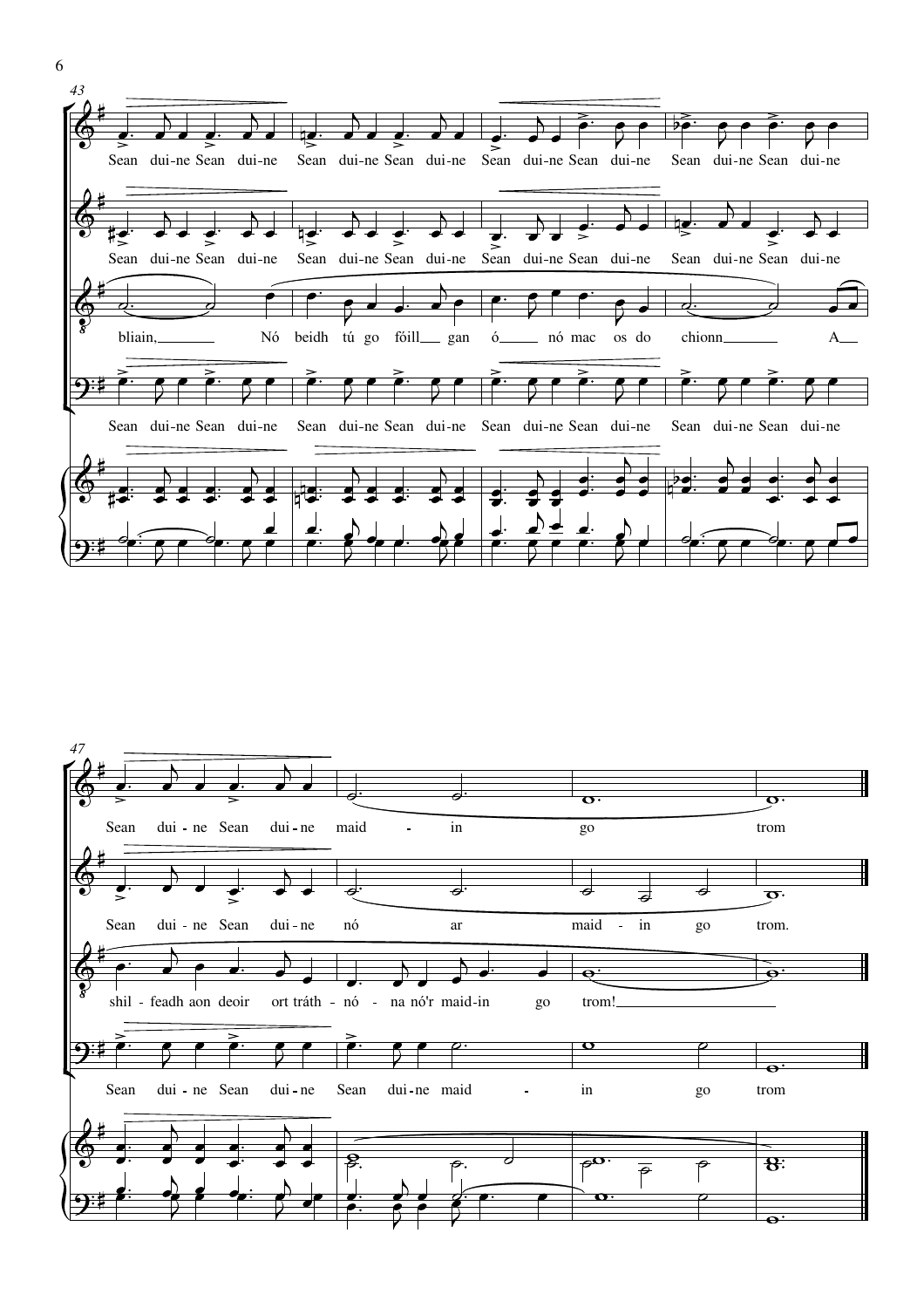43

Sean dui-ne Sean dui-ne Sean dui-ne Sean dui-ne Sean dui-ne Sean dui-ne Sean dui-ne Sean dui-ne

Sean dui-ne Sean dui-ne Sean dui-ne Sean dui-ne Sean dui-ne Sean dui-ne Sean dui-ne Sean dui-ne

bliain, Nó beidh tú go fóill gan ó nó mac os do chionn A

Sean dui-ne Sean dui-ne Sean dui-ne Sean dui-ne Sean dui-ne Sean dui-ne Sean dui-ne Sean dui-ne

47

Sean dui - ne Sean dui - ne maid - in go trom

Sean dui - ne Sean dui - ne nó ar maid - in go trom.

shil - feadh aon deoir ort tráth - nó - na nó'r maid-in go trom!

Sean dui - ne Sean dui - ne Sean dui - ne maid - in go trom